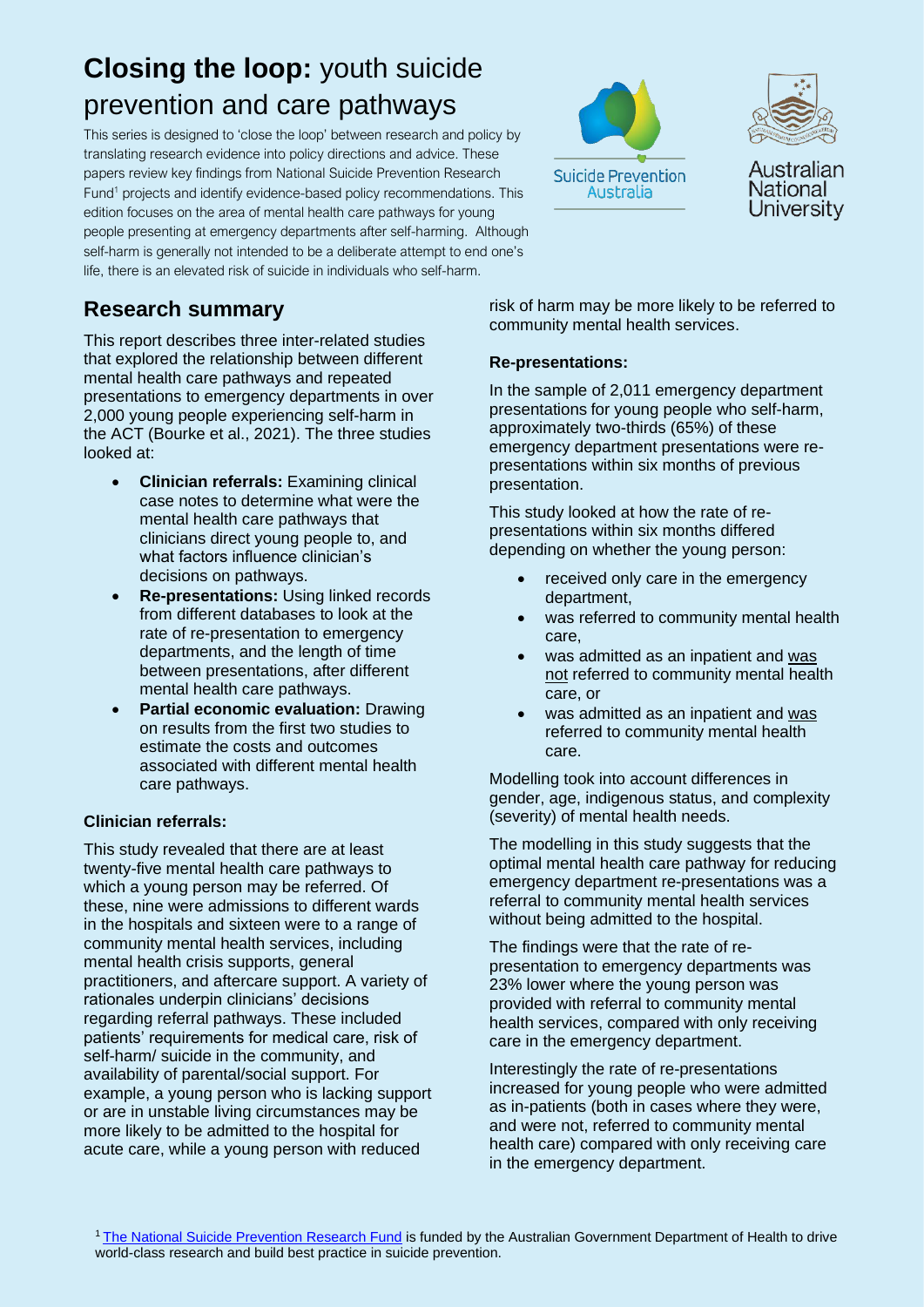# **Closing the loop:** youth suicide prevention and care pathways

This series is designed to 'close the loop' between research and policy by translating research evidence into policy directions and advice. These papers review key findings from National Suicide Prevention Research Fund[1] projects and identify evidence-based policy recommendations. This edition focuses on the area of mental health care pathways for young people presenting at emergency departments after self-harming. Although self-harm is generally not intended to be a deliberate attempt to end one's life, there is an elevated risk of suicide in individuals who self-harm.

Suicide Prevention Australia

Australian National University

## Research summary

This report describes three inter-related studies that explored the relationship between different mental health care pathways and repeated presentations to emergency departments in over 2,000 young people experiencing self-harm in the ACT (Bourke et al., 2021). The three studies looked at:

- **Clinician referrals:** Examining clinical case notes to determine what were the mental health care pathways that clinicians direct young people to, and what factors influence clinician's decisions on pathways.
- **Re-presentations:** Using linked records from different databases to look at the rate of re-presentation to emergency departments, and the length of time between presentations, after different mental health care pathways.
- **Partial economic evaluation:** Drawing on results from the first two studies to estimate the costs and outcomes associated with different mental health care pathways.

### Clinician referrals:

This study revealed that there are at least twenty-five mental health care pathways to which a young person may be referred. Of these, nine were admissions to different wards in the hospitals and sixteen were to a range of community mental health services, including mental health crisis supports, general practitioners, and aftercare support. A variety of rationales underpin clinicians' decisions regarding referral pathways. These included patients' requirements for medical care, risk of self-harm/ suicide in the community, and availability of parental/social support. For example, a young person who is lacking support or are in unstable living circumstances may be more likely to be admitted to the hospital for acute care, while a young person with reduced risk of harm may be more likely to be referred to community mental health services.

### Re-presentations:

In the sample of 2,011 emergency department presentations for young people who self-harm, approximately two-thirds (65%) of these emergency department presentations were re-presentations within six months of previous presentation.

This study looked at how the rate of re-presentations within six months differed depending on whether the young person:

- received only care in the emergency department,
- was referred to community mental health care,
- was admitted as an inpatient and was not referred to community mental health care, or
- was admitted as an inpatient and was referred to community mental health care.

Modelling took into account differences in gender, age, indigenous status, and complexity (severity) of mental health needs.

The modelling in this study suggests that the optimal mental health care pathway for reducing emergency department re-presentations was a referral to community mental health services without being admitted to the hospital.

The findings were that the rate of re-presentation to emergency departments was 23% lower where the young person was provided with referral to community mental health services, compared with only receiving care in the emergency department.

Interestingly the rate of re-presentations increased for young people who were admitted as in-patients (both in cases where they were, and were not, referred to community mental health care) compared with only receiving care in the emergency department.

[1] The National Suicide Prevention Research Fund is funded by the Australian Government Department of Health to drive world-class research and build best practice in suicide prevention.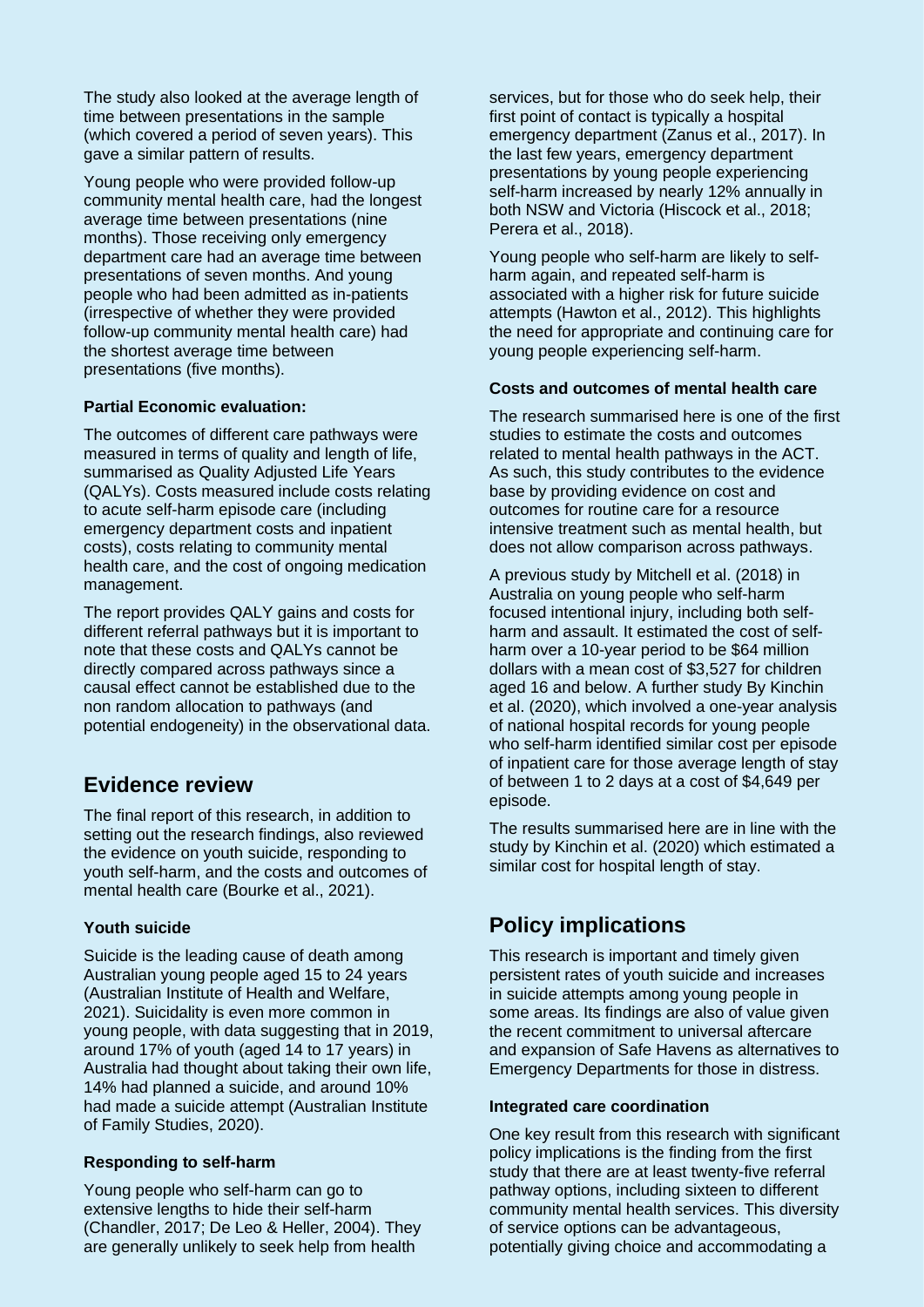The study also looked at the average length of time between presentations in the sample (which covered a period of seven years). This gave a similar pattern of results.

Young people who were provided follow-up community mental health care, had the longest average time between presentations (nine months). Those receiving only emergency department care had an average time between presentations of seven months. And young people who had been admitted as in-patients (irrespective of whether they were provided follow-up community mental health care) had the shortest average time between presentations (five months).

### Partial Economic evaluation:

The outcomes of different care pathways were measured in terms of quality and length of life, summarised as Quality Adjusted Life Years (QALYs). Costs measured include costs relating to acute self-harm episode care (including emergency department costs and inpatient costs), costs relating to community mental health care, and the cost of ongoing medication management.

The report provides QALY gains and costs for different referral pathways but it is important to note that these costs and QALYs cannot be directly compared across pathways since a causal effect cannot be established due to the non random allocation to pathways (and potential endogeneity) in the observational data.

## Evidence review

The final report of this research, in addition to setting out the research findings, also reviewed the evidence on youth suicide, responding to youth self-harm, and the costs and outcomes of mental health care (Bourke et al., 2021).

### Youth suicide

Suicide is the leading cause of death among Australian young people aged 15 to 24 years (Australian Institute of Health and Welfare, 2021). Suicidality is even more common in young people, with data suggesting that in 2019, around 17% of youth (aged 14 to 17 years) in Australia had thought about taking their own life, 14% had planned a suicide, and around 10% had made a suicide attempt (Australian Institute of Family Studies, 2020).

### Responding to self-harm

Young people who self-harm can go to extensive lengths to hide their self-harm (Chandler, 2017; De Leo & Heller, 2004). They are generally unlikely to seek help from health services, but for those who do seek help, their first point of contact is typically a hospital emergency department (Zanus et al., 2017). In the last few years, emergency department presentations by young people experiencing self-harm increased by nearly 12% annually in both NSW and Victoria (Hiscock et al., 2018; Perera et al., 2018).

Young people who self-harm are likely to self-harm again, and repeated self-harm is associated with a higher risk for future suicide attempts (Hawton et al., 2012). This highlights the need for appropriate and continuing care for young people experiencing self-harm.

### Costs and outcomes of mental health care

The research summarised here is one of the first studies to estimate the costs and outcomes related to mental health pathways in the ACT. As such, this study contributes to the evidence base by providing evidence on cost and outcomes for routine care for a resource intensive treatment such as mental health, but does not allow comparison across pathways.

A previous study by Mitchell et al. (2018) in Australia on young people who self-harm focused intentional injury, including both self-harm and assault. It estimated the cost of self-harm over a 10-year period to be $64 million dollars with a mean cost of $3,527 for children aged 16 and below. A further study By Kinchin et al. (2020), which involved a one-year analysis of national hospital records for young people who self-harm identified similar cost per episode of inpatient care for those average length of stay of between 1 to 2 days at a cost of $4,649 per episode.

The results summarised here are in line with the study by Kinchin et al. (2020) which estimated a similar cost for hospital length of stay.

## Policy implications

This research is important and timely given persistent rates of youth suicide and increases in suicide attempts among young people in some areas. Its findings are also of value given the recent commitment to universal aftercare and expansion of Safe Havens as alternatives to Emergency Departments for those in distress.

### Integrated care coordination

One key result from this research with significant policy implications is the finding from the first study that there are at least twenty-five referral pathway options, including sixteen to different community mental health services. This diversity of service options can be advantageous, potentially giving choice and accommodating a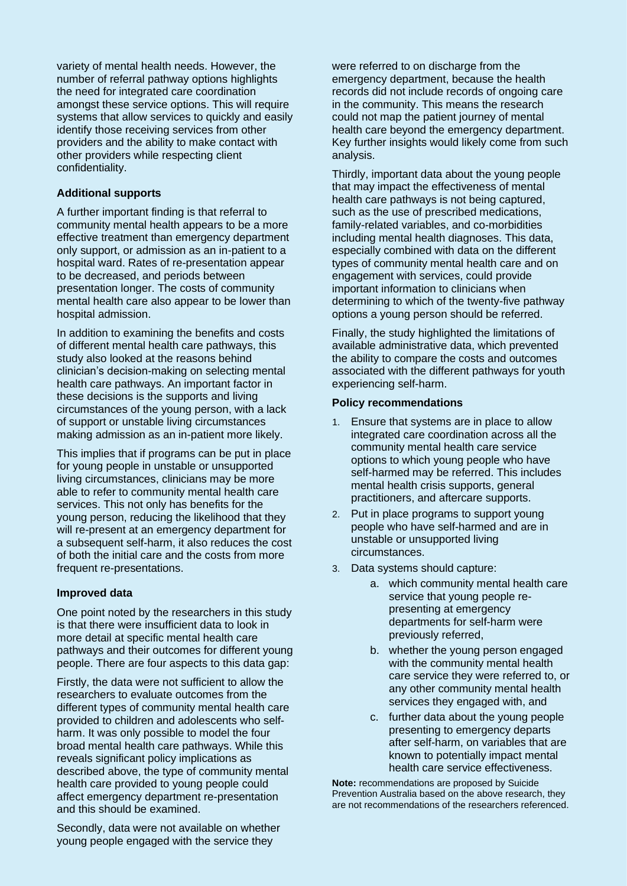variety of mental health needs. However, the number of referral pathway options highlights the need for integrated care coordination amongst these service options. This will require systems that allow services to quickly and easily identify those receiving services from other providers and the ability to make contact with other providers while respecting client confidentiality.

### Additional supports

A further important finding is that referral to community mental health appears to be a more effective treatment than emergency department only support, or admission as an in-patient to a hospital ward. Rates of re-presentation appear to be decreased, and periods between presentation longer. The costs of community mental health care also appear to be lower than hospital admission.

In addition to examining the benefits and costs of different mental health care pathways, this study also looked at the reasons behind clinician's decision-making on selecting mental health care pathways. An important factor in these decisions is the supports and living circumstances of the young person, with a lack of support or unstable living circumstances making admission as an in-patient more likely.

This implies that if programs can be put in place for young people in unstable or unsupported living circumstances, clinicians may be more able to refer to community mental health care services. This not only has benefits for the young person, reducing the likelihood that they will re-present at an emergency department for a subsequent self-harm, it also reduces the cost of both the initial care and the costs from more frequent re-presentations.

### Improved data

One point noted by the researchers in this study is that there were insufficient data to look in more detail at specific mental health care pathways and their outcomes for different young people. There are four aspects to this data gap:

Firstly, the data were not sufficient to allow the researchers to evaluate outcomes from the different types of community mental health care provided to children and adolescents who self-harm. It was only possible to model the four broad mental health care pathways. While this reveals significant policy implications as described above, the type of community mental health care provided to young people could affect emergency department re-presentation and this should be examined.

Secondly, data were not available on whether young people engaged with the service they were referred to on discharge from the emergency department, because the health records did not include records of ongoing care in the community. This means the research could not map the patient journey of mental health care beyond the emergency department. Key further insights would likely come from such analysis.

Thirdly, important data about the young people that may impact the effectiveness of mental health care pathways is not being captured, such as the use of prescribed medications, family-related variables, and co-morbidities including mental health diagnoses. This data, especially combined with data on the different types of community mental health care and on engagement with services, could provide important information to clinicians when determining to which of the twenty-five pathway options a young person should be referred.

Finally, the study highlighted the limitations of available administrative data, which prevented the ability to compare the costs and outcomes associated with the different pathways for youth experiencing self-harm.

### Policy recommendations

1. Ensure that systems are in place to allow integrated care coordination across all the community mental health care service options to which young people who have self-harmed may be referred. This includes mental health crisis supports, general practitioners, and aftercare supports.
2. Put in place programs to support young people who have self-harmed and are in unstable or unsupported living circumstances.
3. Data systems should capture:
    a. which community mental health care service that young people re-presenting at emergency departments for self-harm were previously referred,
    b. whether the young person engaged with the community mental health care service they were referred to, or any other community mental health services they engaged with, and
    c. further data about the young people presenting to emergency departs after self-harm, on variables that are known to potentially impact mental health care service effectiveness.

**Note:** recommendations are proposed by Suicide Prevention Australia based on the above research, they are not recommendations of the researchers referenced.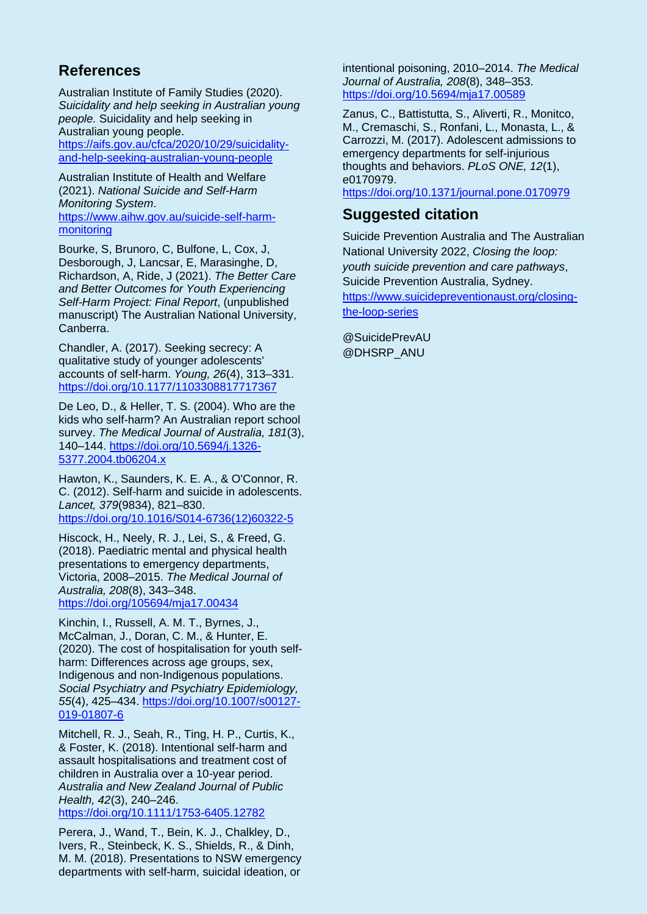## References

Australian Institute of Family Studies (2020). *Suicidality and help seeking in Australian young people.* Suicidality and help seeking in Australian young people. https://aifs.gov.au/cfca/2020/10/29/suicidality-and-help-seeking-australian-young-people

Australian Institute of Health and Welfare (2021). *National Suicide and Self-Harm Monitoring System*. https://www.aihw.gov.au/suicide-self-harm-monitoring

Bourke, S, Brunoro, C, Bulfone, L, Cox, J, Desborough, J, Lancsar, E, Marasinghe, D, Richardson, A, Ride, J (2021). *The Better Care and Better Outcomes for Youth Experiencing Self-Harm Project: Final Report*, (unpublished manuscript) The Australian National University, Canberra.

Chandler, A. (2017). Seeking secrecy: A qualitative study of younger adolescents' accounts of self-harm. *Young, 26*(4), 313–331. https://doi.org/10.1177/1103308817717367

De Leo, D., & Heller, T. S. (2004). Who are the kids who self-harm? An Australian report school survey. *The Medical Journal of Australia, 181*(3), 140–144. https://doi.org/10.5694/j.1326-5377.2004.tb06204.x

Hawton, K., Saunders, K. E. A., & O'Connor, R. C. (2012). Self-harm and suicide in adolescents. *Lancet, 379*(9834), 821–830. https://doi.org/10.1016/S014-6736(12)60322-5

Hiscock, H., Neely, R. J., Lei, S., & Freed, G. (2018). Paediatric mental and physical health presentations to emergency departments, Victoria, 2008–2015. *The Medical Journal of Australia, 208*(8), 343–348. https://doi.org/105694/mja17.00434

Kinchin, I., Russell, A. M. T., Byrnes, J., McCalman, J., Doran, C. M., & Hunter, E. (2020). The cost of hospitalisation for youth self-harm: Differences across age groups, sex, Indigenous and non-Indigenous populations. *Social Psychiatry and Psychiatry Epidemiology, 55*(4), 425–434. https://doi.org/10.1007/s00127-019-01807-6

Mitchell, R. J., Seah, R., Ting, H. P., Curtis, K., & Foster, K. (2018). Intentional self-harm and assault hospitalisations and treatment cost of children in Australia over a 10-year period. *Australia and New Zealand Journal of Public Health, 42*(3), 240–246. https://doi.org/10.1111/1753-6405.12782

Perera, J., Wand, T., Bein, K. J., Chalkley, D., Ivers, R., Steinbeck, K. S., Shields, R., & Dinh, M. M. (2018). Presentations to NSW emergency departments with self-harm, suicidal ideation, or intentional poisoning, 2010–2014. *The Medical Journal of Australia, 208*(8), 348–353. https://doi.org/10.5694/mja17.00589

Zanus, C., Battistutta, S., Aliverti, R., Monitco, M., Cremaschi, S., Ronfani, L., Monasta, L., & Carrozzi, M. (2017). Adolescent admissions to emergency departments for self-injurious thoughts and behaviors. *PLoS ONE, 12*(1), e0170979. https://doi.org/10.1371/journal.pone.0170979

## Suggested citation

Suicide Prevention Australia and The Australian National University 2022, *Closing the loop: youth suicide prevention and care pathways*, Suicide Prevention Australia, Sydney. https://www.suicidepreventionaust.org/closing-the-loop-series

@SuicidePrevAU
@DHSRP_ANU